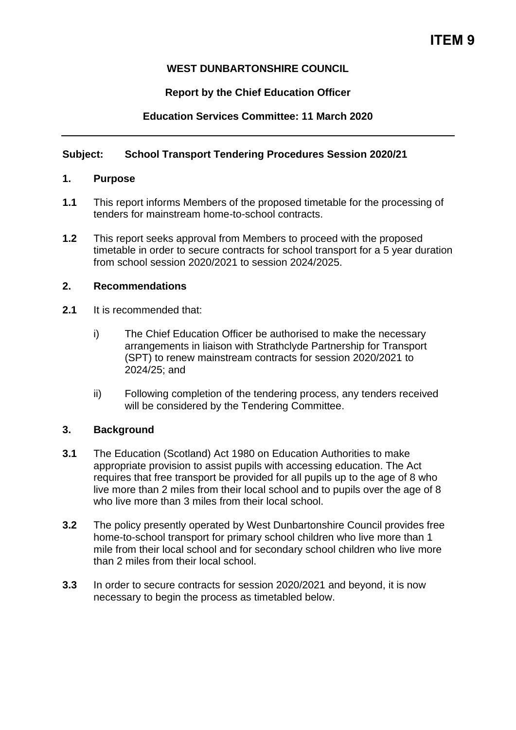**ITEM 9**

**WEST DUNBARTONSHIRE COUNCIL**

**Report by the Chief Education Officer**

**Education Services Committee: 11 March 2020**

---

**Subject: School Transport Tendering Procedures Session 2020/21**

## 1. Purpose

**1.1** This report informs Members of the proposed timetable for the processing of tenders for mainstream home-to-school contracts.

**1.2** This report seeks approval from Members to proceed with the proposed timetable in order to secure contracts for school transport for a 5 year duration from school session 2020/2021 to session 2024/2025.

## 2. Recommendations

**2.1** It is recommended that:

i) The Chief Education Officer be authorised to make the necessary arrangements in liaison with Strathclyde Partnership for Transport (SPT) to renew mainstream contracts for session 2020/2021 to 2024/25; and

ii) Following completion of the tendering process, any tenders received will be considered by the Tendering Committee.

## 3. Background

**3.1** The Education (Scotland) Act 1980 on Education Authorities to make appropriate provision to assist pupils with accessing education. The Act requires that free transport be provided for all pupils up to the age of 8 who live more than 2 miles from their local school and to pupils over the age of 8 who live more than 3 miles from their local school.

**3.2** The policy presently operated by West Dunbartonshire Council provides free home-to-school transport for primary school children who live more than 1 mile from their local school and for secondary school children who live more than 2 miles from their local school.

**3.3** In order to secure contracts for session 2020/2021 and beyond, it is now necessary to begin the process as timetabled below.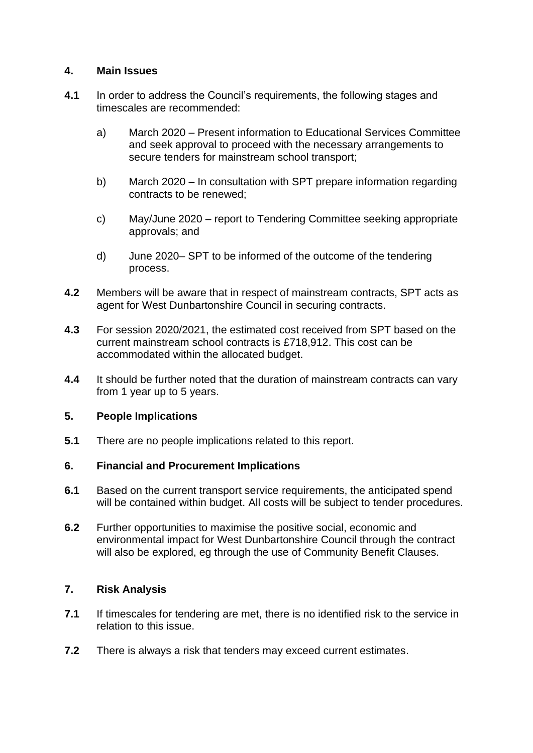## 4. Main Issues

**4.1** In order to address the Council's requirements, the following stages and timescales are recommended:

a) March 2020 – Present information to Educational Services Committee and seek approval to proceed with the necessary arrangements to secure tenders for mainstream school transport;

b) March 2020 – In consultation with SPT prepare information regarding contracts to be renewed;

c) May/June 2020 – report to Tendering Committee seeking appropriate approvals; and

d) June 2020– SPT to be informed of the outcome of the tendering process.

**4.2** Members will be aware that in respect of mainstream contracts, SPT acts as agent for West Dunbartonshire Council in securing contracts.

**4.3** For session 2020/2021, the estimated cost received from SPT based on the current mainstream school contracts is £718,912. This cost can be accommodated within the allocated budget.

**4.4** It should be further noted that the duration of mainstream contracts can vary from 1 year up to 5 years.

## 5. People Implications

**5.1** There are no people implications related to this report.

## 6. Financial and Procurement Implications

**6.1** Based on the current transport service requirements, the anticipated spend will be contained within budget. All costs will be subject to tender procedures.

**6.2** Further opportunities to maximise the positive social, economic and environmental impact for West Dunbartonshire Council through the contract will also be explored, eg through the use of Community Benefit Clauses.

## 7. Risk Analysis

**7.1** If timescales for tendering are met, there is no identified risk to the service in relation to this issue.

**7.2** There is always a risk that tenders may exceed current estimates.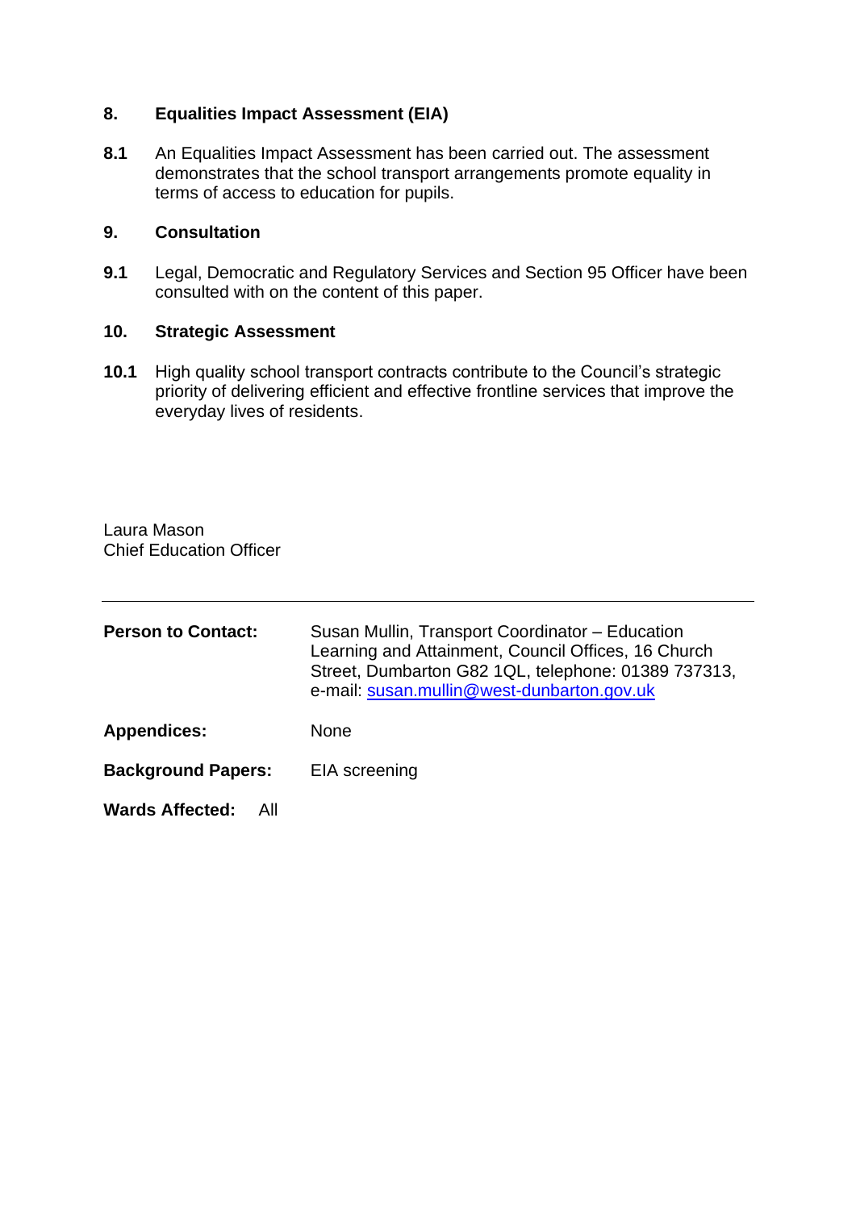## 8. Equalities Impact Assessment (EIA)

**8.1** An Equalities Impact Assessment has been carried out. The assessment demonstrates that the school transport arrangements promote equality in terms of access to education for pupils.

## 9. Consultation

**9.1** Legal, Democratic and Regulatory Services and Section 95 Officer have been consulted with on the content of this paper.

## 10. Strategic Assessment

**10.1** High quality school transport contracts contribute to the Council's strategic priority of delivering efficient and effective frontline services that improve the everyday lives of residents.

Laura Mason
Chief Education Officer

---

**Person to Contact:** Susan Mullin, Transport Coordinator – Education Learning and Attainment, Council Offices, 16 Church Street, Dumbarton G82 1QL, telephone: 01389 737313, e-mail: susan.mullin@west-dunbarton.gov.uk

**Appendices:** None

**Background Papers:** EIA screening

**Wards Affected:** All